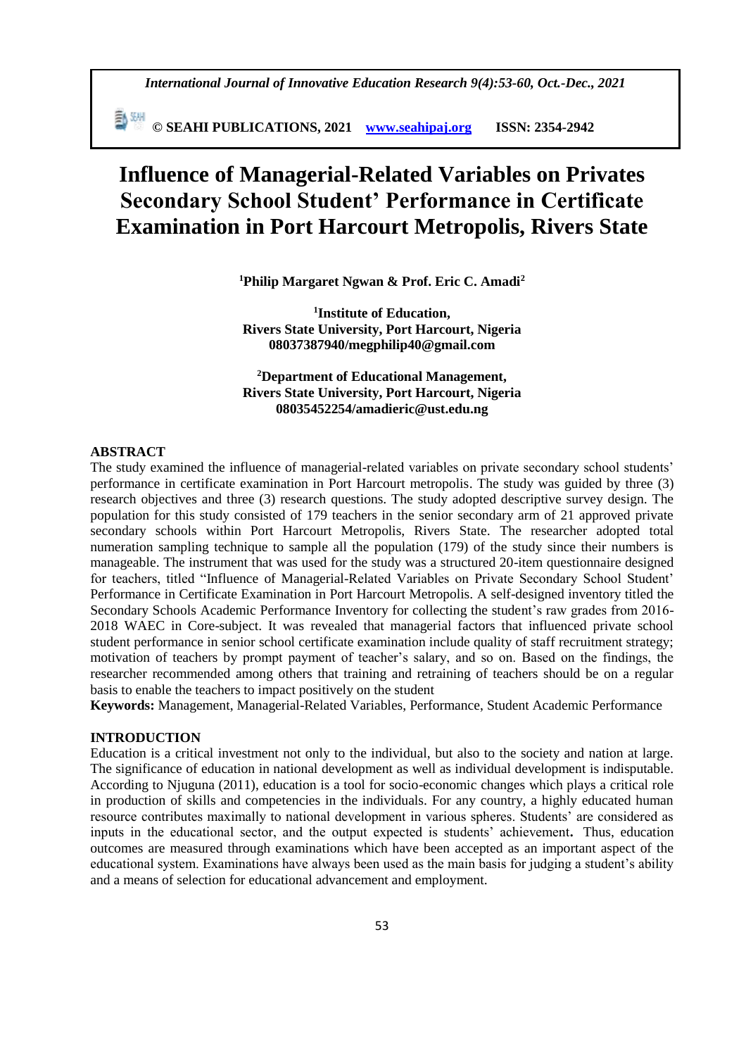# Influence of Managerial-Related Variables on Privates Secondary School Student' Performance in Certificate Examination in Port Harcourt Metropolis, Rivers State

**[1]Philip Margaret Ngwan & Prof. Eric C. Amadi[2]**

**[1]Institute of Education,**
**Rivers State University, Port Harcourt, Nigeria**
**08037387940/megphilip40@gmail.com**

**[2]Department of Educational Management,**
**Rivers State University, Port Harcourt, Nigeria**
**08035452254/amadieric@ust.edu.ng**

## ABSTRACT

The study examined the influence of managerial-related variables on private secondary school students' performance in certificate examination in Port Harcourt metropolis. The study was guided by three (3) research objectives and three (3) research questions. The study adopted descriptive survey design. The population for this study consisted of 179 teachers in the senior secondary arm of 21 approved private secondary schools within Port Harcourt Metropolis, Rivers State. The researcher adopted total numeration sampling technique to sample all the population (179) of the study since their numbers is manageable. The instrument that was used for the study was a structured 20-item questionnaire designed for teachers, titled "Influence of Managerial-Related Variables on Private Secondary School Student' Performance in Certificate Examination in Port Harcourt Metropolis. A self-designed inventory titled the Secondary Schools Academic Performance Inventory for collecting the student's raw grades from 2016-2018 WAEC in Core-subject. It was revealed that managerial factors that influenced private school student performance in senior school certificate examination include quality of staff recruitment strategy; motivation of teachers by prompt payment of teacher's salary, and so on. Based on the findings, the researcher recommended among others that training and retraining of teachers should be on a regular basis to enable the teachers to impact positively on the student

**Keywords:** Management, Managerial-Related Variables, Performance, Student Academic Performance

## INTRODUCTION

Education is a critical investment not only to the individual, but also to the society and nation at large. The significance of education in national development as well as individual development is indisputable. According to Njuguna (2011), education is a tool for socio-economic changes which plays a critical role in production of skills and competencies in the individuals. For any country, a highly educated human resource contributes maximally to national development in various spheres. Students' are considered as inputs in the educational sector, and the output expected is students' achievement**.** Thus, education outcomes are measured through examinations which have been accepted as an important aspect of the educational system. Examinations have always been used as the main basis for judging a student's ability and a means of selection for educational advancement and employment.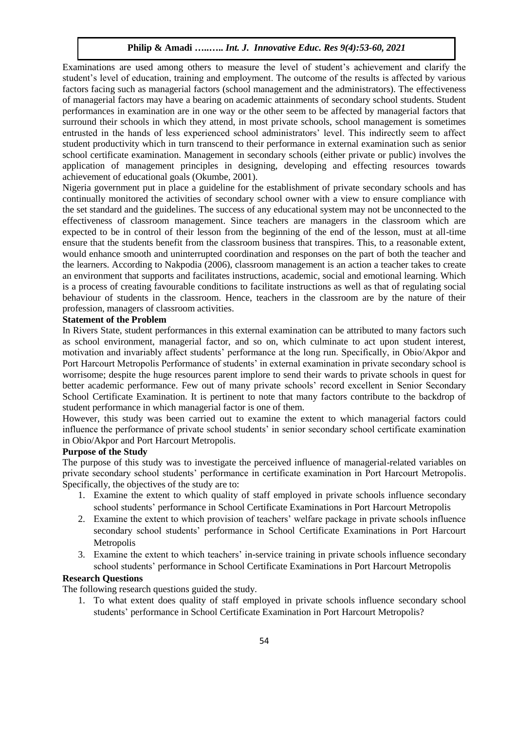Examinations are used among others to measure the level of student's achievement and clarify the student's level of education, training and employment. The outcome of the results is affected by various factors facing such as managerial factors (school management and the administrators). The effectiveness of managerial factors may have a bearing on academic attainments of secondary school students. Student performances in examination are in one way or the other seem to be affected by managerial factors that surround their schools in which they attend, in most private schools, school management is sometimes entrusted in the hands of less experienced school administrators' level. This indirectly seem to affect student productivity which in turn transcend to their performance in external examination such as senior school certificate examination. Management in secondary schools (either private or public) involves the application of management principles in designing, developing and effecting resources towards achievement of educational goals (Okumbe, 2001).

Nigeria government put in place a guideline for the establishment of private secondary schools and has continually monitored the activities of secondary school owner with a view to ensure compliance with the set standard and the guidelines. The success of any educational system may not be unconnected to the effectiveness of classroom management. Since teachers are managers in the classroom which are expected to be in control of their lesson from the beginning of the end of the lesson, must at all-time ensure that the students benefit from the classroom business that transpires. This, to a reasonable extent, would enhance smooth and uninterrupted coordination and responses on the part of both the teacher and the learners. According to Nakpodia (2006), classroom management is an action a teacher takes to create an environment that supports and facilitates instructions, academic, social and emotional learning. Which is a process of creating favourable conditions to facilitate instructions as well as that of regulating social behaviour of students in the classroom. Hence, teachers in the classroom are by the nature of their profession, managers of classroom activities.

**Statement of the Problem**

In Rivers State, student performances in this external examination can be attributed to many factors such as school environment, managerial factor, and so on, which culminate to act upon student interest, motivation and invariably affect students' performance at the long run. Specifically, in Obio/Akpor and Port Harcourt Metropolis Performance of students' in external examination in private secondary school is worrisome; despite the huge resources parent implore to send their wards to private schools in quest for better academic performance. Few out of many private schools' record excellent in Senior Secondary School Certificate Examination. It is pertinent to note that many factors contribute to the backdrop of student performance in which managerial factor is one of them.

However, this study was been carried out to examine the extent to which managerial factors could influence the performance of private school students' in senior secondary school certificate examination in Obio/Akpor and Port Harcourt Metropolis.

**Purpose of the Study**

The purpose of this study was to investigate the perceived influence of managerial-related variables on private secondary school students' performance in certificate examination in Port Harcourt Metropolis. Specifically, the objectives of the study are to:

1. Examine the extent to which quality of staff employed in private schools influence secondary school students' performance in School Certificate Examinations in Port Harcourt Metropolis
2. Examine the extent to which provision of teachers' welfare package in private schools influence secondary school students' performance in School Certificate Examinations in Port Harcourt Metropolis
3. Examine the extent to which teachers' in-service training in private schools influence secondary school students' performance in School Certificate Examinations in Port Harcourt Metropolis

**Research Questions**

The following research questions guided the study.

1. To what extent does quality of staff employed in private schools influence secondary school students' performance in School Certificate Examination in Port Harcourt Metropolis?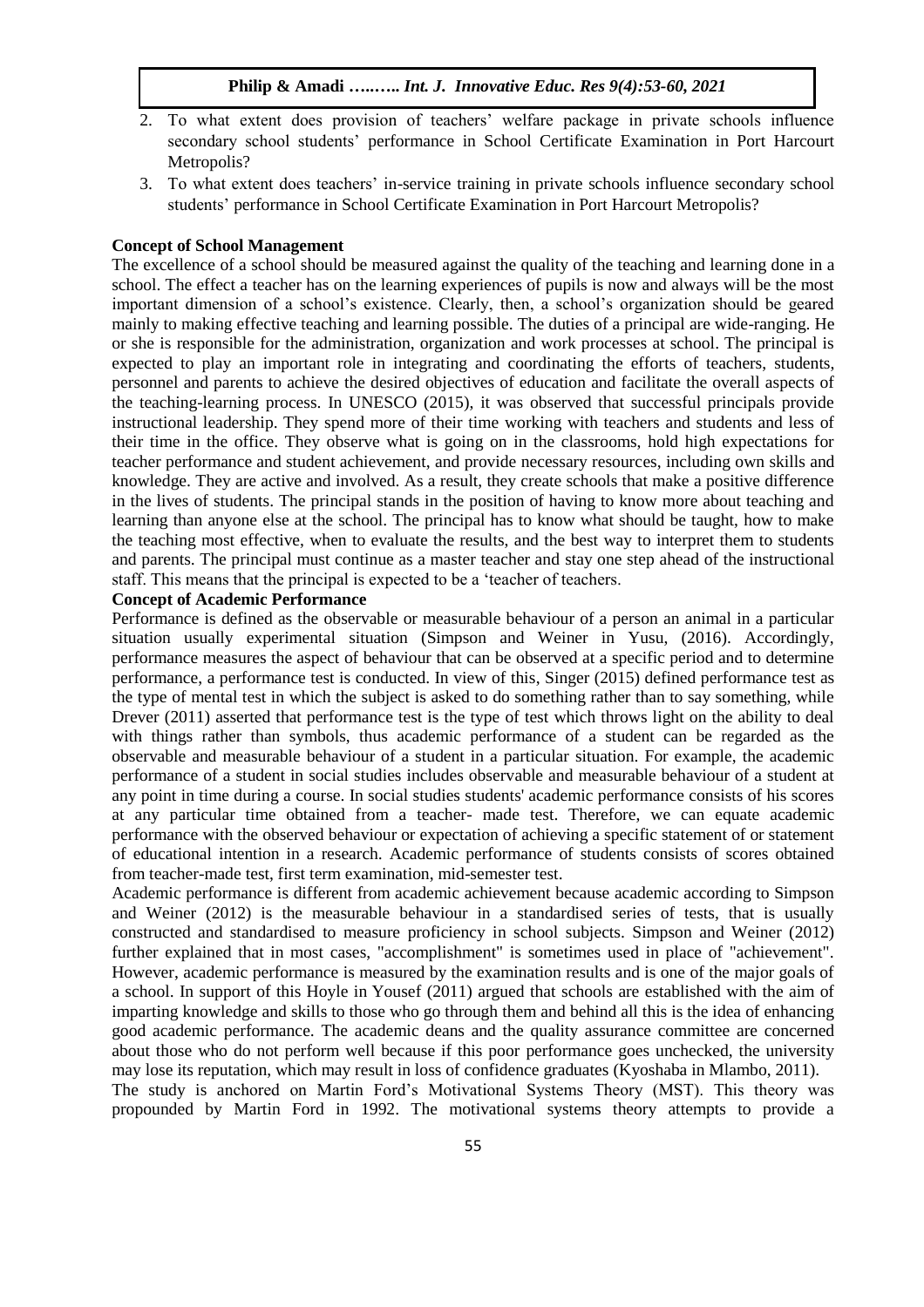2. To what extent does provision of teachers' welfare package in private schools influence secondary school students' performance in School Certificate Examination in Port Harcourt Metropolis?
3. To what extent does teachers' in-service training in private schools influence secondary school students' performance in School Certificate Examination in Port Harcourt Metropolis?

**Concept of School Management**

The excellence of a school should be measured against the quality of the teaching and learning done in a school. The effect a teacher has on the learning experiences of pupils is now and always will be the most important dimension of a school's existence. Clearly, then, a school's organization should be geared mainly to making effective teaching and learning possible. The duties of a principal are wide-ranging. He or she is responsible for the administration, organization and work processes at school. The principal is expected to play an important role in integrating and coordinating the efforts of teachers, students, personnel and parents to achieve the desired objectives of education and facilitate the overall aspects of the teaching-learning process. In UNESCO (2015), it was observed that successful principals provide instructional leadership. They spend more of their time working with teachers and students and less of their time in the office. They observe what is going on in the classrooms, hold high expectations for teacher performance and student achievement, and provide necessary resources, including own skills and knowledge. They are active and involved. As a result, they create schools that make a positive difference in the lives of students. The principal stands in the position of having to know more about teaching and learning than anyone else at the school. The principal has to know what should be taught, how to make the teaching most effective, when to evaluate the results, and the best way to interpret them to students and parents. The principal must continue as a master teacher and stay one step ahead of the instructional staff. This means that the principal is expected to be a 'teacher of teachers.

**Concept of Academic Performance**

Performance is defined as the observable or measurable behaviour of a person an animal in a particular situation usually experimental situation (Simpson and Weiner in Yusu, (2016). Accordingly, performance measures the aspect of behaviour that can be observed at a specific period and to determine performance, a performance test is conducted. In view of this, Singer (2015) defined performance test as the type of mental test in which the subject is asked to do something rather than to say something, while Drever (2011) asserted that performance test is the type of test which throws light on the ability to deal with things rather than symbols, thus academic performance of a student can be regarded as the observable and measurable behaviour of a student in a particular situation. For example, the academic performance of a student in social studies includes observable and measurable behaviour of a student at any point in time during a course. In social studies students' academic performance consists of his scores at any particular time obtained from a teacher- made test. Therefore, we can equate academic performance with the observed behaviour or expectation of achieving a specific statement of or statement of educational intention in a research. Academic performance of students consists of scores obtained from teacher-made test, first term examination, mid-semester test.

Academic performance is different from academic achievement because academic according to Simpson and Weiner (2012) is the measurable behaviour in a standardised series of tests, that is usually constructed and standardised to measure proficiency in school subjects. Simpson and Weiner (2012) further explained that in most cases, "accomplishment" is sometimes used in place of "achievement". However, academic performance is measured by the examination results and is one of the major goals of a school. In support of this Hoyle in Yousef (2011) argued that schools are established with the aim of imparting knowledge and skills to those who go through them and behind all this is the idea of enhancing good academic performance. The academic deans and the quality assurance committee are concerned about those who do not perform well because if this poor performance goes unchecked, the university may lose its reputation, which may result in loss of confidence graduates (Kyoshaba in Mlambo, 2011).

The study is anchored on Martin Ford's Motivational Systems Theory (MST). This theory was propounded by Martin Ford in 1992. The motivational systems theory attempts to provide a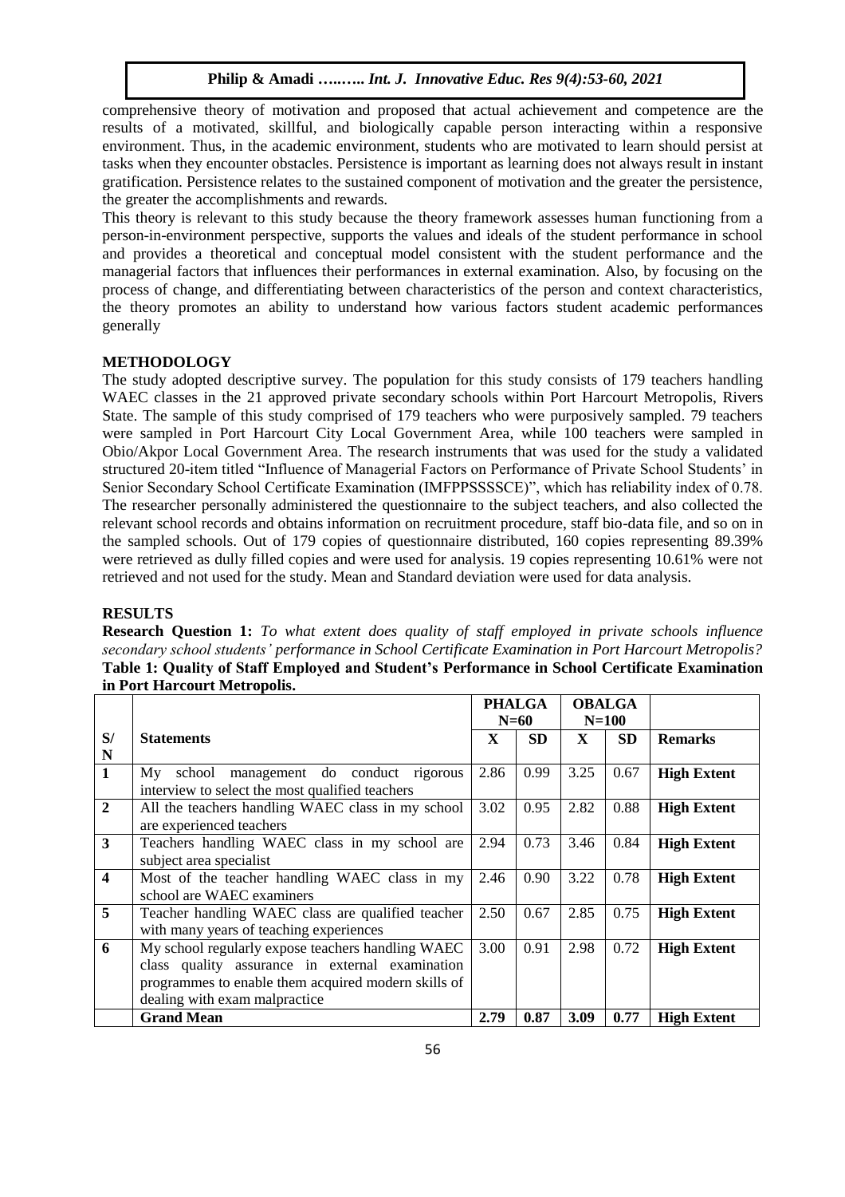comprehensive theory of motivation and proposed that actual achievement and competence are the results of a motivated, skillful, and biologically capable person interacting within a responsive environment. Thus, in the academic environment, students who are motivated to learn should persist at tasks when they encounter obstacles. Persistence is important as learning does not always result in instant gratification. Persistence relates to the sustained component of motivation and the greater the persistence, the greater the accomplishments and rewards.

This theory is relevant to this study because the theory framework assesses human functioning from a person-in-environment perspective, supports the values and ideals of the student performance in school and provides a theoretical and conceptual model consistent with the student performance and the managerial factors that influences their performances in external examination. Also, by focusing on the process of change, and differentiating between characteristics of the person and context characteristics, the theory promotes an ability to understand how various factors student academic performances generally

## METHODOLOGY

The study adopted descriptive survey. The population for this study consists of 179 teachers handling WAEC classes in the 21 approved private secondary schools within Port Harcourt Metropolis, Rivers State. The sample of this study comprised of 179 teachers who were purposively sampled. 79 teachers were sampled in Port Harcourt City Local Government Area, while 100 teachers were sampled in Obio/Akpor Local Government Area. The research instruments that was used for the study a validated structured 20-item titled "Influence of Managerial Factors on Performance of Private School Students' in Senior Secondary School Certificate Examination (IMFPPSSSSCE)", which has reliability index of 0.78. The researcher personally administered the questionnaire to the subject teachers, and also collected the relevant school records and obtains information on recruitment procedure, staff bio-data file, and so on in the sampled schools. Out of 179 copies of questionnaire distributed, 160 copies representing 89.39% were retrieved as dully filled copies and were used for analysis. 19 copies representing 10.61% were not retrieved and not used for the study. Mean and Standard deviation were used for data analysis.

## RESULTS

**Research Question 1:** *To what extent does quality of staff employed in private schools influence secondary school students' performance in School Certificate Examination in Port Harcourt Metropolis?*

**Table 1: Quality of Staff Employed and Student's Performance in School Certificate Examination in Port Harcourt Metropolis.**

| | | PHALGA N=60 | | OBALGA N=100 | | |
|---|---|---|---|---|---|---|
| S/N | Statements | X | SD | X | SD | Remarks |
| 1 | My school management do conduct rigorous interview to select the most qualified teachers | 2.86 | 0.99 | 3.25 | 0.67 | **High Extent** |
| 2 | All the teachers handling WAEC class in my school are experienced teachers | 3.02 | 0.95 | 2.82 | 0.88 | **High Extent** |
| 3 | Teachers handling WAEC class in my school are subject area specialist | 2.94 | 0.73 | 3.46 | 0.84 | **High Extent** |
| 4 | Most of the teacher handling WAEC class in my school are WAEC examiners | 2.46 | 0.90 | 3.22 | 0.78 | **High Extent** |
| 5 | Teacher handling WAEC class are qualified teacher with many years of teaching experiences | 2.50 | 0.67 | 2.85 | 0.75 | **High Extent** |
| 6 | My school regularly expose teachers handling WAEC class quality assurance in external examination programmes to enable them acquired modern skills of dealing with exam malpractice | 3.00 | 0.91 | 2.98 | 0.72 | **High Extent** |
| | **Grand Mean** | **2.79** | **0.87** | **3.09** | **0.77** | **High Extent** |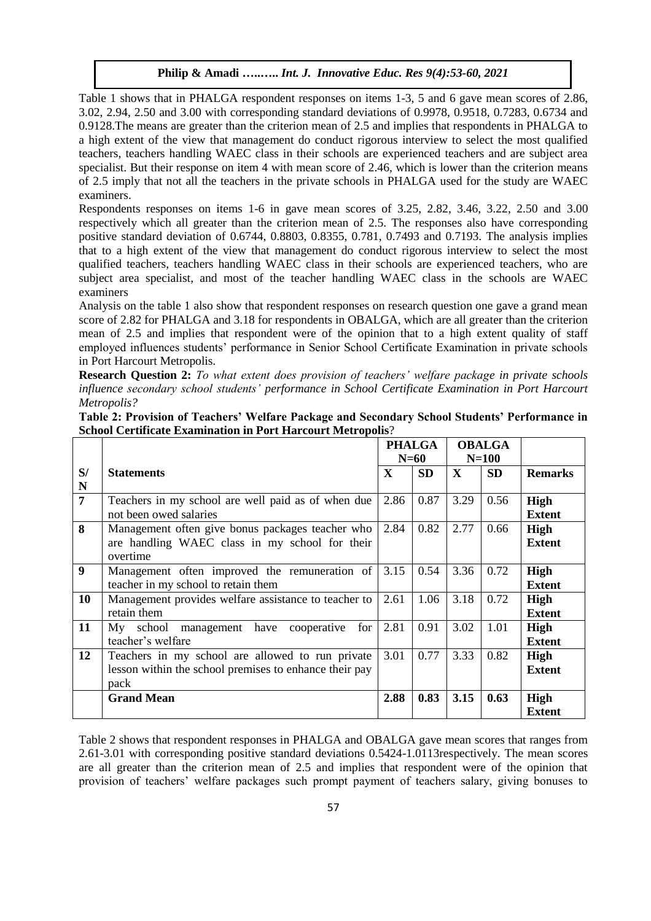Table 1 shows that in PHALGA respondent responses on items 1-3, 5 and 6 gave mean scores of 2.86, 3.02, 2.94, 2.50 and 3.00 with corresponding standard deviations of 0.9978, 0.9518, 0.7283, 0.6734 and 0.9128.The means are greater than the criterion mean of 2.5 and implies that respondents in PHALGA to a high extent of the view that management do conduct rigorous interview to select the most qualified teachers, teachers handling WAEC class in their schools are experienced teachers and are subject area specialist. But their response on item 4 with mean score of 2.46, which is lower than the criterion means of 2.5 imply that not all the teachers in the private schools in PHALGA used for the study are WAEC examiners.

Respondents responses on items 1-6 in gave mean scores of 3.25, 2.82, 3.46, 3.22, 2.50 and 3.00 respectively which all greater than the criterion mean of 2.5. The responses also have corresponding positive standard deviation of 0.6744, 0.8803, 0.8355, 0.781, 0.7493 and 0.7193. The analysis implies that to a high extent of the view that management do conduct rigorous interview to select the most qualified teachers, teachers handling WAEC class in their schools are experienced teachers, who are subject area specialist, and most of the teacher handling WAEC class in the schools are WAEC examiners

Analysis on the table 1 also show that respondent responses on research question one gave a grand mean score of 2.82 for PHALGA and 3.18 for respondents in OBALGA, which are all greater than the criterion mean of 2.5 and implies that respondent were of the opinion that to a high extent quality of staff employed influences students' performance in Senior School Certificate Examination in private schools in Port Harcourt Metropolis.

**Research Question 2:** *To what extent does provision of teachers' welfare package in private schools influence secondary school students' performance in School Certificate Examination in Port Harcourt Metropolis?*

**Table 2: Provision of Teachers' Welfare Package and Secondary School Students' Performance in School Certificate Examination in Port Harcourt Metropolis**?

| S/N | Statements | PHALGA N=60 | | OBALGA N=100 | | Remarks |
|---|---|---|---|---|---|---|
| | | X | SD | X | SD | |
| 7 | Teachers in my school are well paid as of when due not been owed salaries | 2.86 | 0.87 | 3.29 | 0.56 | High Extent |
| 8 | Management often give bonus packages teacher who are handling WAEC class in my school for their overtime | 2.84 | 0.82 | 2.77 | 0.66 | High Extent |
| 9 | Management often improved the remuneration of teacher in my school to retain them | 3.15 | 0.54 | 3.36 | 0.72 | High Extent |
| 10 | Management provides welfare assistance to teacher to retain them | 2.61 | 1.06 | 3.18 | 0.72 | High Extent |
| 11 | My school management have cooperative for teacher's welfare | 2.81 | 0.91 | 3.02 | 1.01 | High Extent |
| 12 | Teachers in my school are allowed to run private lesson within the school premises to enhance their pay pack | 3.01 | 0.77 | 3.33 | 0.82 | High Extent |
| | **Grand Mean** | **2.88** | **0.83** | **3.15** | **0.63** | **High Extent** |

Table 2 shows that respondent responses in PHALGA and OBALGA gave mean scores that ranges from 2.61-3.01 with corresponding positive standard deviations 0.5424-1.0113respectively. The mean scores are all greater than the criterion mean of 2.5 and implies that respondent were of the opinion that provision of teachers' welfare packages such prompt payment of teachers salary, giving bonuses to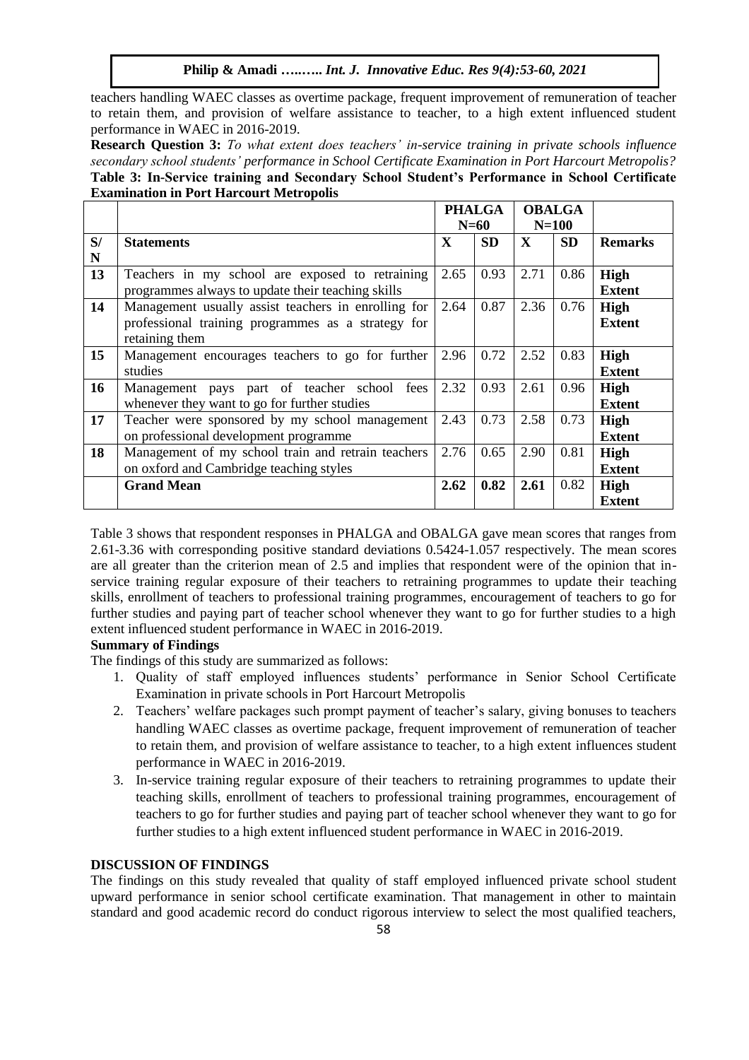teachers handling WAEC classes as overtime package, frequent improvement of remuneration of teacher to retain them, and provision of welfare assistance to teacher, to a high extent influenced student performance in WAEC in 2016-2019.

**Research Question 3:** *To what extent does teachers' in-service training in private schools influence secondary school students' performance in School Certificate Examination in Port Harcourt Metropolis?*

**Table 3: In-Service training and Secondary School Student's Performance in School Certificate Examination in Port Harcourt Metropolis**

| | | **PHALGA N=60** | | **OBALGA N=100** | | |
|---|---|---|---|---|---|---|
| **S/N** | **Statements** | **X** | **SD** | **X** | **SD** | **Remarks** |
| **13** | Teachers in my school are exposed to retraining programmes always to update their teaching skills | 2.65 | 0.93 | 2.71 | 0.86 | **High Extent** |
| **14** | Management usually assist teachers in enrolling for professional training programmes as a strategy for retaining them | 2.64 | 0.87 | 2.36 | 0.76 | **High Extent** |
| **15** | Management encourages teachers to go for further studies | 2.96 | 0.72 | 2.52 | 0.83 | **High Extent** |
| **16** | Management pays part of teacher school fees whenever they want to go for further studies | 2.32 | 0.93 | 2.61 | 0.96 | **High Extent** |
| **17** | Teacher were sponsored by my school management on professional development programme | 2.43 | 0.73 | 2.58 | 0.73 | **High Extent** |
| **18** | Management of my school train and retrain teachers on oxford and Cambridge teaching styles | 2.76 | 0.65 | 2.90 | 0.81 | **High Extent** |
| | **Grand Mean** | **2.62** | **0.82** | **2.61** | 0.82 | **High Extent** |

Table 3 shows that respondent responses in PHALGA and OBALGA gave mean scores that ranges from 2.61-3.36 with corresponding positive standard deviations 0.5424-1.057 respectively. The mean scores are all greater than the criterion mean of 2.5 and implies that respondent were of the opinion that in-service training regular exposure of their teachers to retraining programmes to update their teaching skills, enrollment of teachers to professional training programmes, encouragement of teachers to go for further studies and paying part of teacher school whenever they want to go for further studies to a high extent influenced student performance in WAEC in 2016-2019.

**Summary of Findings**

The findings of this study are summarized as follows:

1. Quality of staff employed influences students' performance in Senior School Certificate Examination in private schools in Port Harcourt Metropolis
2. Teachers' welfare packages such prompt payment of teacher's salary, giving bonuses to teachers handling WAEC classes as overtime package, frequent improvement of remuneration of teacher to retain them, and provision of welfare assistance to teacher, to a high extent influences student performance in WAEC in 2016-2019.
3. In-service training regular exposure of their teachers to retraining programmes to update their teaching skills, enrollment of teachers to professional training programmes, encouragement of teachers to go for further studies and paying part of teacher school whenever they want to go for further studies to a high extent influenced student performance in WAEC in 2016-2019.

**DISCUSSION OF FINDINGS**

The findings on this study revealed that quality of staff employed influenced private school student upward performance in senior school certificate examination. That management in other to maintain standard and good academic record do conduct rigorous interview to select the most qualified teachers,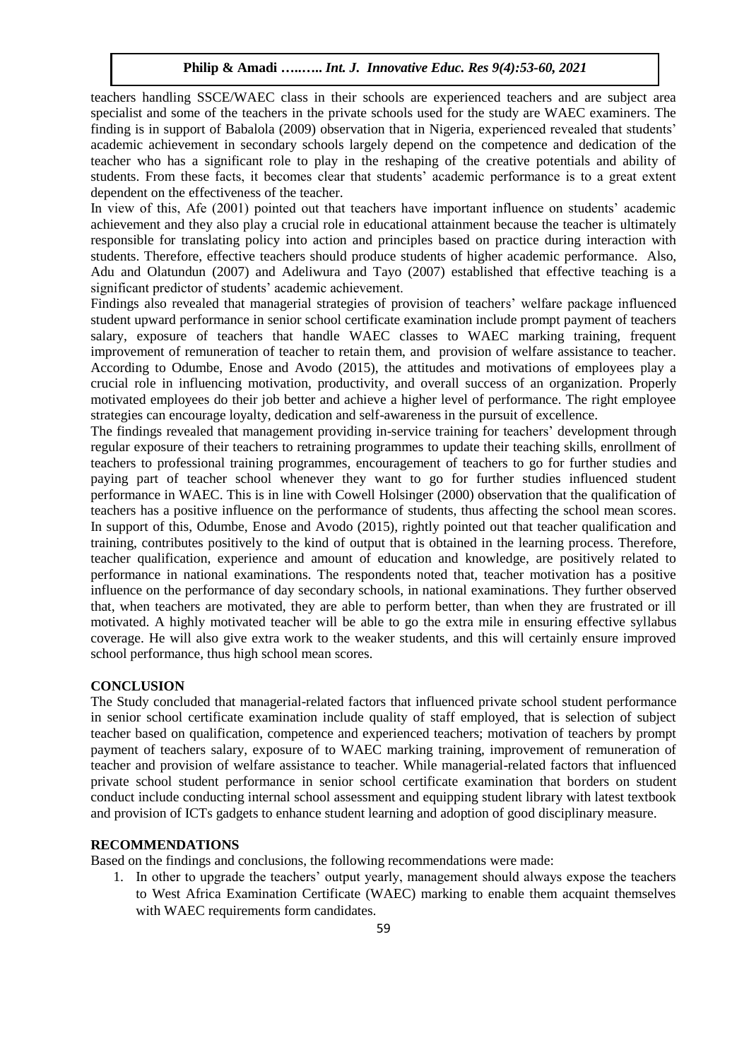teachers handling SSCE/WAEC class in their schools are experienced teachers and are subject area specialist and some of the teachers in the private schools used for the study are WAEC examiners. The finding is in support of Babalola (2009) observation that in Nigeria, experienced revealed that students' academic achievement in secondary schools largely depend on the competence and dedication of the teacher who has a significant role to play in the reshaping of the creative potentials and ability of students. From these facts, it becomes clear that students' academic performance is to a great extent dependent on the effectiveness of the teacher.

In view of this, Afe (2001) pointed out that teachers have important influence on students' academic achievement and they also play a crucial role in educational attainment because the teacher is ultimately responsible for translating policy into action and principles based on practice during interaction with students. Therefore, effective teachers should produce students of higher academic performance. Also, Adu and Olatundun (2007) and Adeliwura and Tayo (2007) established that effective teaching is a significant predictor of students' academic achievement.

Findings also revealed that managerial strategies of provision of teachers' welfare package influenced student upward performance in senior school certificate examination include prompt payment of teachers salary, exposure of teachers that handle WAEC classes to WAEC marking training, frequent improvement of remuneration of teacher to retain them, and provision of welfare assistance to teacher. According to Odumbe, Enose and Avodo (2015), the attitudes and motivations of employees play a crucial role in influencing motivation, productivity, and overall success of an organization. Properly motivated employees do their job better and achieve a higher level of performance. The right employee strategies can encourage loyalty, dedication and self-awareness in the pursuit of excellence.

The findings revealed that management providing in-service training for teachers' development through regular exposure of their teachers to retraining programmes to update their teaching skills, enrollment of teachers to professional training programmes, encouragement of teachers to go for further studies and paying part of teacher school whenever they want to go for further studies influenced student performance in WAEC. This is in line with Cowell Holsinger (2000) observation that the qualification of teachers has a positive influence on the performance of students, thus affecting the school mean scores. In support of this, Odumbe, Enose and Avodo (2015), rightly pointed out that teacher qualification and training, contributes positively to the kind of output that is obtained in the learning process. Therefore, teacher qualification, experience and amount of education and knowledge, are positively related to performance in national examinations. The respondents noted that, teacher motivation has a positive influence on the performance of day secondary schools, in national examinations. They further observed that, when teachers are motivated, they are able to perform better, than when they are frustrated or ill motivated. A highly motivated teacher will be able to go the extra mile in ensuring effective syllabus coverage. He will also give extra work to the weaker students, and this will certainly ensure improved school performance, thus high school mean scores.

## CONCLUSION

The Study concluded that managerial-related factors that influenced private school student performance in senior school certificate examination include quality of staff employed, that is selection of subject teacher based on qualification, competence and experienced teachers; motivation of teachers by prompt payment of teachers salary, exposure of to WAEC marking training, improvement of remuneration of teacher and provision of welfare assistance to teacher. While managerial-related factors that influenced private school student performance in senior school certificate examination that borders on student conduct include conducting internal school assessment and equipping student library with latest textbook and provision of ICTs gadgets to enhance student learning and adoption of good disciplinary measure.

## RECOMMENDATIONS

Based on the findings and conclusions, the following recommendations were made:

1. In other to upgrade the teachers' output yearly, management should always expose the teachers to West Africa Examination Certificate (WAEC) marking to enable them acquaint themselves with WAEC requirements form candidates.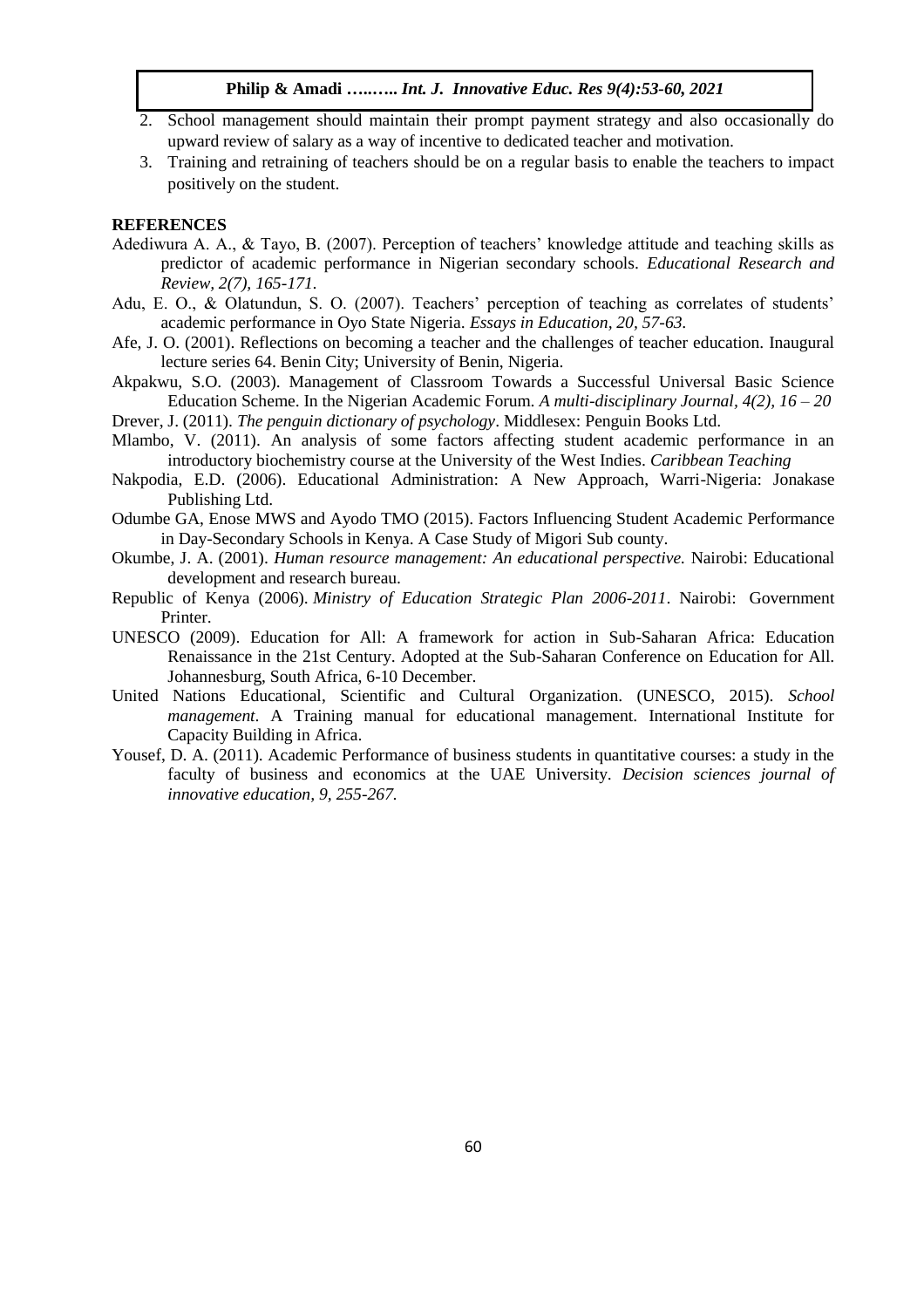2. School management should maintain their prompt payment strategy and also occasionally do upward review of salary as a way of incentive to dedicated teacher and motivation.
3. Training and retraining of teachers should be on a regular basis to enable the teachers to impact positively on the student.

## REFERENCES

Adediwura A. A., & Tayo, B. (2007). Perception of teachers' knowledge attitude and teaching skills as predictor of academic performance in Nigerian secondary schools. *Educational Research and Review, 2(7), 165-171.*

Adu, E. O., & Olatundun, S. O. (2007). Teachers' perception of teaching as correlates of students' academic performance in Oyo State Nigeria. *Essays in Education, 20, 57-63.*

Afe, J. O. (2001). Reflections on becoming a teacher and the challenges of teacher education. Inaugural lecture series 64. Benin City; University of Benin, Nigeria.

Akpakwu, S.O. (2003). Management of Classroom Towards a Successful Universal Basic Science Education Scheme. In the Nigerian Academic Forum. *A multi-disciplinary Journal, 4(2), 16 – 20*

Drever, J. (2011). *The penguin dictionary of psychology*. Middlesex: Penguin Books Ltd.

Mlambo, V. (2011). An analysis of some factors affecting student academic performance in an introductory biochemistry course at the University of the West Indies. *Caribbean Teaching*

Nakpodia, E.D. (2006). Educational Administration: A New Approach, Warri-Nigeria: Jonakase Publishing Ltd.

Odumbe GA, Enose MWS and Ayodo TMO (2015). Factors Influencing Student Academic Performance in Day-Secondary Schools in Kenya. A Case Study of Migori Sub county.

Okumbe, J. A. (2001). *Human resource management: An educational perspective.* Nairobi: Educational development and research bureau.

Republic of Kenya (2006). *Ministry of Education Strategic Plan 2006-2011*. Nairobi: Government Printer.

UNESCO (2009). Education for All: A framework for action in Sub-Saharan Africa: Education Renaissance in the 21st Century. Adopted at the Sub-Saharan Conference on Education for All. Johannesburg, South Africa, 6-10 December.

United Nations Educational, Scientific and Cultural Organization. (UNESCO, 2015). *School management*. A Training manual for educational management. International Institute for Capacity Building in Africa.

Yousef, D. A. (2011). Academic Performance of business students in quantitative courses: a study in the faculty of business and economics at the UAE University. *Decision sciences journal of innovative education, 9, 255-267.*